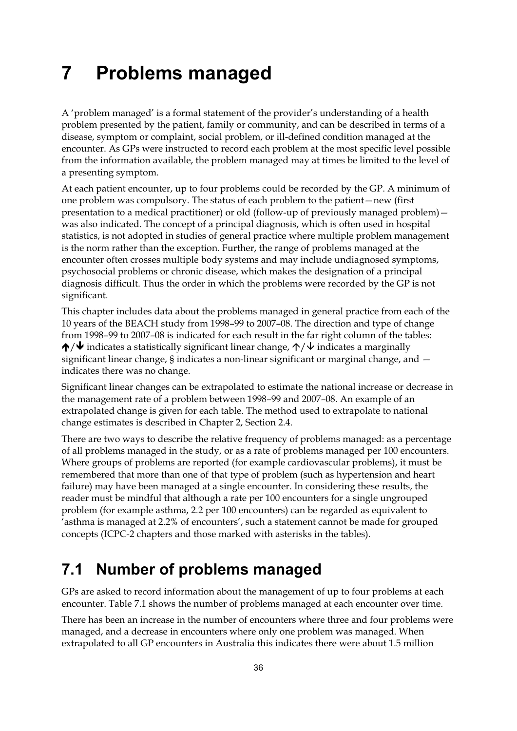# 7 Problems managed

A 'problem managed' is a formal statement of the provider's understanding of a health problem presented by the patient, family or community, and can be described in terms of a disease, symptom or complaint, social problem, or ill-defined condition managed at the encounter. As GPs were instructed to record each problem at the most specific level possible from the information available, the problem managed may at times be limited to the level of a presenting symptom.

At each patient encounter, up to four problems could be recorded by the GP. A minimum of one problem was compulsory. The status of each problem to the patient—new (first presentation to a medical practitioner) or old (follow-up of previously managed problem)—was also indicated. The concept of a principal diagnosis, which is often used in hospital statistics, is not adopted in studies of general practice where multiple problem management is the norm rather than the exception. Further, the range of problems managed at the encounter often crosses multiple body systems and may include undiagnosed symptoms, psychosocial problems or chronic disease, which makes the designation of a principal diagnosis difficult. Thus the order in which the problems were recorded by the GP is not significant.

This chapter includes data about the problems managed in general practice from each of the 10 years of the BEACH study from 1998–99 to 2007–08. The direction and type of change from 1998–99 to 2007–08 is indicated for each result in the far right column of the tables: **↑**/**↓** indicates a statistically significant linear change, ↑/↓ indicates a marginally significant linear change, § indicates a non-linear significant or marginal change, and — indicates there was no change.

Significant linear changes can be extrapolated to estimate the national increase or decrease in the management rate of a problem between 1998–99 and 2007–08. An example of an extrapolated change is given for each table. The method used to extrapolate to national change estimates is described in Chapter 2, Section 2.4.

There are two ways to describe the relative frequency of problems managed: as a percentage of all problems managed in the study, or as a rate of problems managed per 100 encounters. Where groups of problems are reported (for example cardiovascular problems), it must be remembered that more than one of that type of problem (such as hypertension and heart failure) may have been managed at a single encounter. In considering these results, the reader must be mindful that although a rate per 100 encounters for a single ungrouped problem (for example asthma, 2.2 per 100 encounters) can be regarded as equivalent to 'asthma is managed at 2.2% of encounters', such a statement cannot be made for grouped concepts (ICPC-2 chapters and those marked with asterisks in the tables).

## 7.1 Number of problems managed

GPs are asked to record information about the management of up to four problems at each encounter. Table 7.1 shows the number of problems managed at each encounter over time.

There has been an increase in the number of encounters where three and four problems were managed, and a decrease in encounters where only one problem was managed. When extrapolated to all GP encounters in Australia this indicates there were about 1.5 million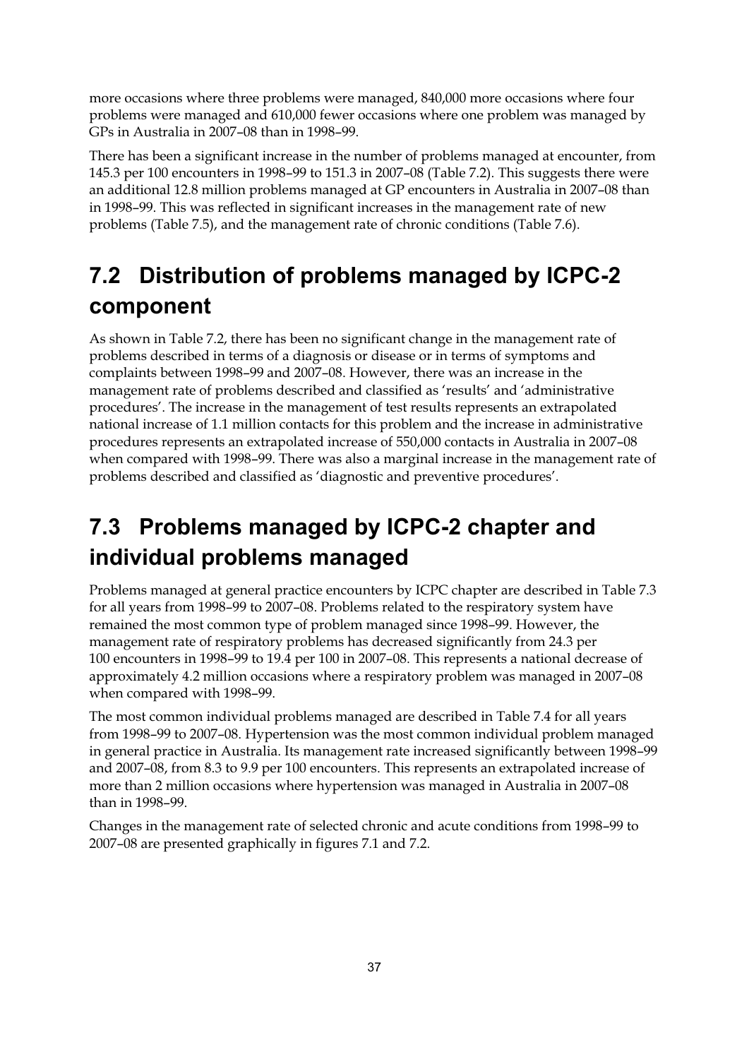more occasions where three problems were managed, 840,000 more occasions where four problems were managed and 610,000 fewer occasions where one problem was managed by GPs in Australia in 2007–08 than in 1998–99.

There has been a significant increase in the number of problems managed at encounter, from 145.3 per 100 encounters in 1998–99 to 151.3 in 2007–08 (Table 7.2). This suggests there were an additional 12.8 million problems managed at GP encounters in Australia in 2007–08 than in 1998–99. This was reflected in significant increases in the management rate of new problems (Table 7.5), and the management rate of chronic conditions (Table 7.6).

## 7.2 Distribution of problems managed by ICPC-2 component

As shown in Table 7.2, there has been no significant change in the management rate of problems described in terms of a diagnosis or disease or in terms of symptoms and complaints between 1998–99 and 2007–08. However, there was an increase in the management rate of problems described and classified as 'results' and 'administrative procedures'. The increase in the management of test results represents an extrapolated national increase of 1.1 million contacts for this problem and the increase in administrative procedures represents an extrapolated increase of 550,000 contacts in Australia in 2007–08 when compared with 1998–99. There was also a marginal increase in the management rate of problems described and classified as 'diagnostic and preventive procedures'.

## 7.3 Problems managed by ICPC-2 chapter and individual problems managed

Problems managed at general practice encounters by ICPC chapter are described in Table 7.3 for all years from 1998–99 to 2007–08. Problems related to the respiratory system have remained the most common type of problem managed since 1998–99. However, the management rate of respiratory problems has decreased significantly from 24.3 per 100 encounters in 1998–99 to 19.4 per 100 in 2007–08. This represents a national decrease of approximately 4.2 million occasions where a respiratory problem was managed in 2007–08 when compared with 1998–99.

The most common individual problems managed are described in Table 7.4 for all years from 1998–99 to 2007–08. Hypertension was the most common individual problem managed in general practice in Australia. Its management rate increased significantly between 1998–99 and 2007–08, from 8.3 to 9.9 per 100 encounters. This represents an extrapolated increase of more than 2 million occasions where hypertension was managed in Australia in 2007–08 than in 1998–99.

Changes in the management rate of selected chronic and acute conditions from 1998–99 to 2007–08 are presented graphically in figures 7.1 and 7.2.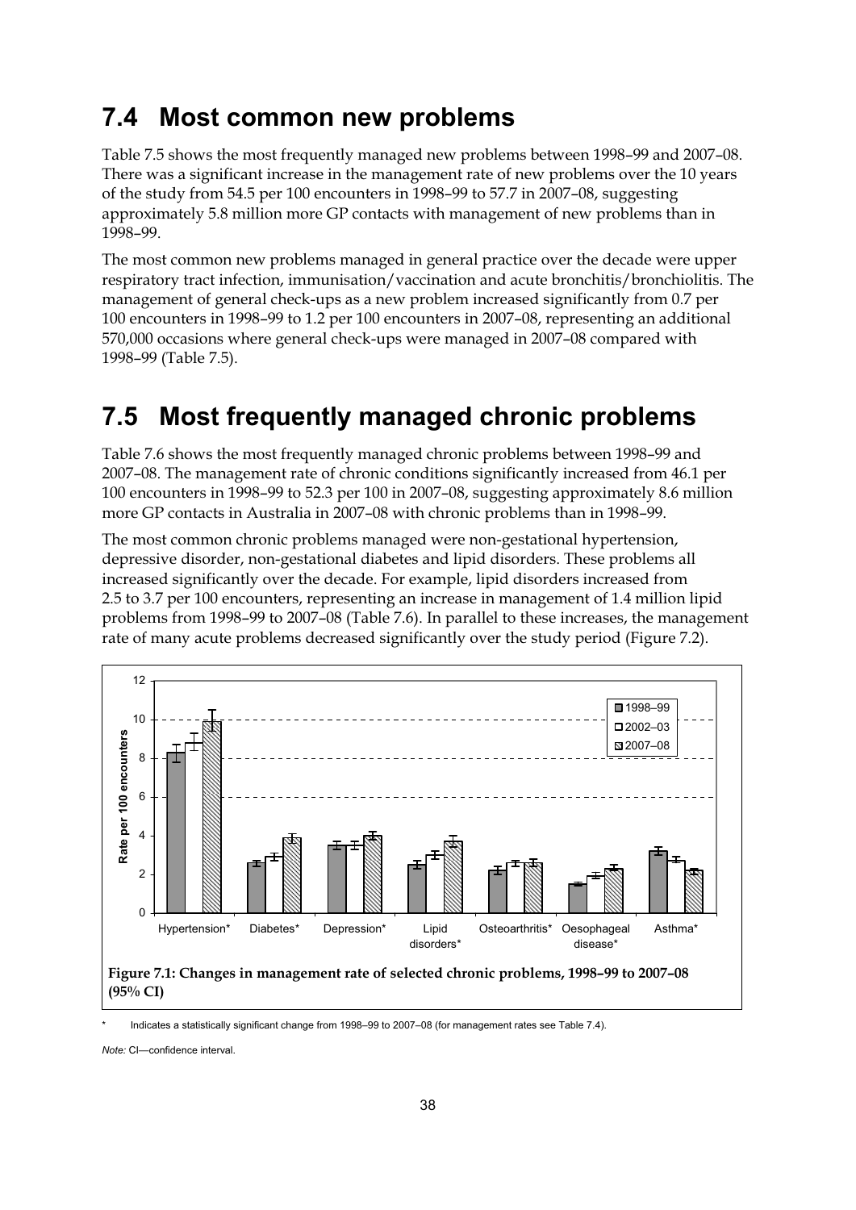## 7.4 Most common new problems

Table 7.5 shows the most frequently managed new problems between 1998–99 and 2007–08. There was a significant increase in the management rate of new problems over the 10 years of the study from 54.5 per 100 encounters in 1998–99 to 57.7 in 2007–08, suggesting approximately 5.8 million more GP contacts with management of new problems than in 1998–99.

The most common new problems managed in general practice over the decade were upper respiratory tract infection, immunisation/vaccination and acute bronchitis/bronchiolitis. The management of general check-ups as a new problem increased significantly from 0.7 per 100 encounters in 1998–99 to 1.2 per 100 encounters in 2007–08, representing an additional 570,000 occasions where general check-ups were managed in 2007–08 compared with 1998–99 (Table 7.5).

## 7.5 Most frequently managed chronic problems

Table 7.6 shows the most frequently managed chronic problems between 1998–99 and 2007–08. The management rate of chronic conditions significantly increased from 46.1 per 100 encounters in 1998–99 to 52.3 per 100 in 2007–08, suggesting approximately 8.6 million more GP contacts in Australia in 2007–08 with chronic problems than in 1998–99.

The most common chronic problems managed were non-gestational hypertension, depressive disorder, non-gestational diabetes and lipid disorders. These problems all increased significantly over the decade. For example, lipid disorders increased from 2.5 to 3.7 per 100 encounters, representing an increase in management of 1.4 million lipid problems from 1998–99 to 2007–08 (Table 7.6). In parallel to these increases, the management rate of many acute problems decreased significantly over the study period (Figure 7.2).

**Figure 7.1: Changes in management rate of selected chronic problems, 1998–99 to 2007–08 (95% CI)**

\* Indicates a statistically significant change from 1998–99 to 2007–08 (for management rates see Table 7.4).

*Note:* CI—confidence interval.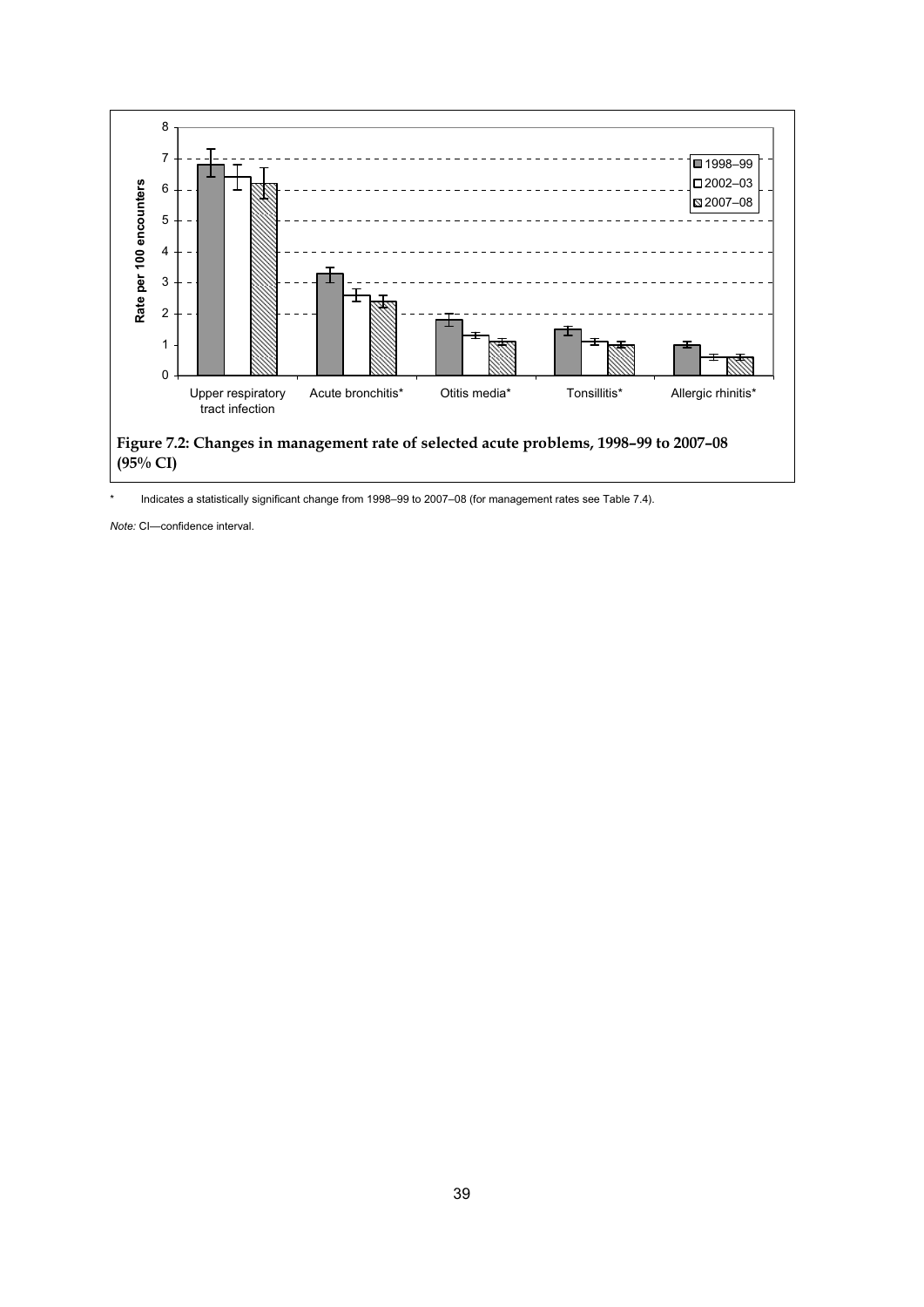**Figure 7.2: Changes in management rate of selected acute problems, 1998–99 to 2007–08 (95% CI)**

\* Indicates a statistically significant change from 1998–99 to 2007–08 (for management rates see Table 7.4).

*Note:* CI—confidence interval.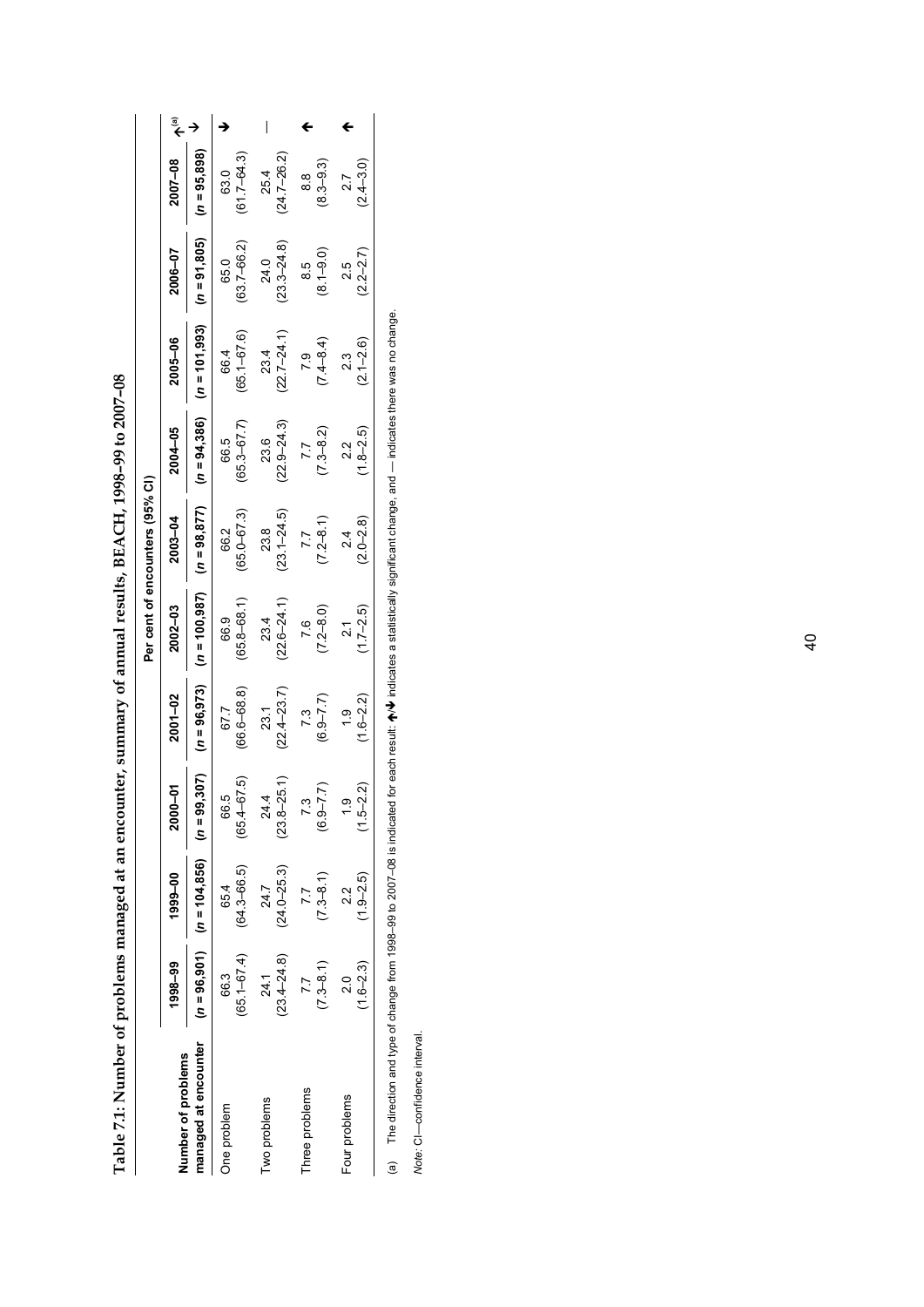**Table 7.1: Number of problems managed at an encounter, summary of annual results, BEACH, 1998–99 to 2007–08**

| Number of problems managed at encounter | Per cent of encounters (95% CI) | | | | | | | | | | |
|---|---|---|---|---|---|---|---|---|---|---|---|
| | 1998–99 (n = 96,901) | 1999–00 (n = 104,856) | 2000–01 (n = 99,307) | 2001–02 (n = 96,973) | 2002–03 (n = 100,987) | 2003–04 (n = 98,877) | 2004–05 (n = 94,386) | 2005–06 (n = 101,993) | 2006–07 (n = 91,805) | 2007–08 (n = 95,898) | ↑↓[(a)] |
| One problem | 66.3 (65.1–67.4) | 65.4 (64.3–66.5) | 66.5 (65.4–67.5) | 67.7 (66.6–68.8) | 66.9 (65.8–68.1) | 66.2 (65.0–67.3) | 66.5 (65.3–67.7) | 66.4 (65.1–67.6) | 65.0 (63.7–66.2) | 63.0 (61.7–64.3) | ↓ |
| Two problems | 24.1 (23.4–24.8) | 24.7 (24.0–25.3) | 24.4 (23.8–25.1) | 23.1 (22.4–23.7) | 23.4 (22.6–24.1) | 23.8 (23.1–24.5) | 23.6 (22.9–24.3) | 23.4 (22.7–24.1) | 24.0 (23.3–24.8) | 25.4 (24.7–26.2) | — |
| Three problems | 7.7 (7.3–8.1) | 7.7 (7.3–8.1) | 7.3 (6.9–7.7) | 7.3 (6.9–7.7) | 7.6 (7.2–8.0) | 7.7 (7.2–8.1) | 7.7 (7.3–8.2) | 7.9 (7.4–8.4) | 8.5 (8.1–9.0) | 8.8 (8.3–9.3) | ↑ |
| Four problems | 2.0 (1.6–2.3) | 2.2 (1.9–2.5) | 1.9 (1.5–2.2) | 1.9 (1.6–2.2) | 2.1 (1.7–2.5) | 2.4 (2.0–2.8) | 2.2 (1.8–2.5) | 2.3 (2.1–2.6) | 2.5 (2.2–2.7) | 2.7 (2.4–3.0) | ↑ |

(a) The direction and type of change from 1998–99 to 2007–08 is indicated for each result: ↑↓ indicates a statistically significant change, and — indicates there was no change.

*Note:* CI—confidence interval.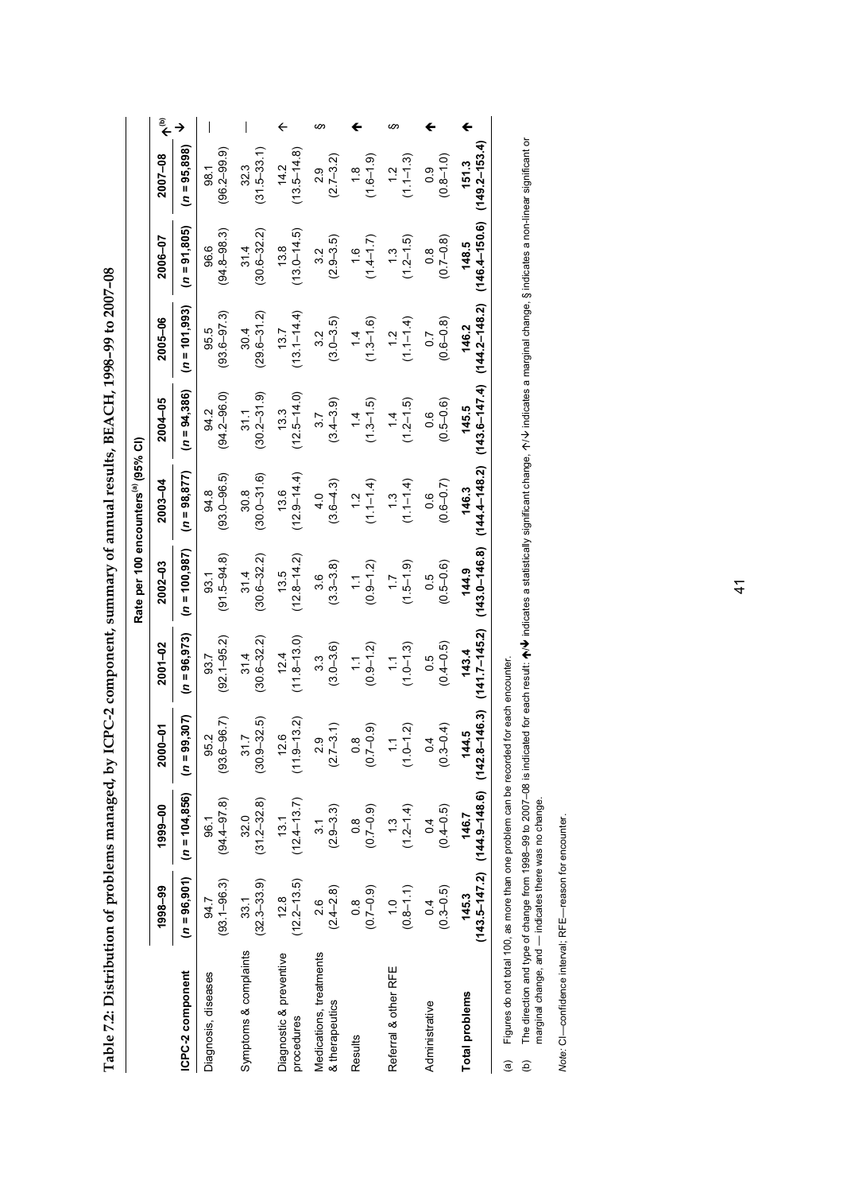**Table 7.2: Distribution of problems managed, by ICPC-2 component, summary of annual results, BEACH, 1998–99 to 2007–08**

| | Rate per 100 encounters[(a)] (95% CI) | | | | | | | | | | |
|---|---|---|---|---|---|---|---|---|---|---|---|
| **ICPC-2 component** | **1998–99** (*n* = 96,901) | **1999–00** (*n* = 104,856) | **2000–01** (*n* = 99,307) | **2001–02** (*n* = 96,973) | **2002–03** (*n* = 100,987) | **2003–04** (*n* = 98,877) | **2004–05** (*n* = 94,386) | **2005–06** (*n* = 101,993) | **2006–07** (*n* = 91,805) | **2007–08** (*n* = 95,898) | **↑/↓[(b)]** |
| Diagnosis, diseases | 94.7 (93.1–96.3) | 96.1 (94.4–97.8) | 95.2 (93.6–96.7) | 93.7 (92.1–95.2) | 93.1 (91.5–94.8) | 94.8 (93.0–96.5) | 94.2 (92.4–96.0) | 95.5 (93.6–97.3) | 96.6 (94.8–98.3) | 98.1 (96.2–99.9) | — |
| Symptoms & complaints | 33.1 (32.3–33.9) | 32.0 (31.2–32.8) | 31.7 (30.9–32.5) | 31.4 (30.6–32.2) | 31.4 (30.6–32.2) | 30.8 (30.0–31.6) | 31.1 (30.2–31.9) | 30.4 (29.6–31.2) | 31.4 (30.6–32.2) | 32.3 (31.5–33.1) | — |
| Diagnostic & preventive procedures | 12.8 (12.2–13.5) | 13.1 (12.4–13.7) | 12.6 (11.9–13.2) | 12.4 (11.8–13.0) | 13.5 (12.8–14.2) | 13.6 (12.9–14.4) | 13.3 (12.5–14.0) | 13.7 (13.1–14.4) | 13.8 (13.0–14.5) | 14.2 (13.5–14.8) | ↑ |
| Medications, treatments & therapeutics | 2.6 (2.4–2.8) | 3.1 (2.9–3.3) | 2.9 (2.7–3.1) | 3.3 (3.0–3.6) | 3.6 (3.3–3.8) | 4.0 (3.6–4.3) | 3.7 (3.4–3.9) | 3.2 (3.0–3.5) | 3.2 (2.9–3.5) | 2.9 (2.7–3.2) | § |
| Results | 0.8 (0.7–0.9) | 0.8 (0.7–0.9) | 0.8 (0.7–0.9) | 1.1 (0.9–1.2) | 1.1 (0.9–1.2) | 1.2 (1.1–1.4) | 1.4 (1.3–1.5) | 1.4 (1.3–1.6) | 1.6 (1.4–1.7) | 1.8 (1.6–1.9) | ↑ |
| Referral & other RFE | 1.0 (0.8–1.1) | 1.3 (1.2–1.4) | 1.1 (1.0–1.2) | 1.1 (1.0–1.3) | 1.7 (1.5–1.9) | 1.3 (1.1–1.4) | 1.4 (1.2–1.5) | 1.2 (1.1–1.4) | 1.3 (1.2–1.5) | 1.2 (1.1–1.3) | § |
| Administrative | 0.4 (0.3–0.5) | 0.4 (0.4–0.5) | 0.4 (0.3–0.4) | 0.5 (0.4–0.5) | 0.5 (0.5–0.6) | 0.6 (0.6–0.7) | 0.6 (0.5–0.6) | 0.7 (0.6–0.8) | 0.8 (0.7–0.8) | 0.9 (0.8–1.0) | ↑ |
| **Total problems** | **145.3** (143.5–147.2) | **146.7** (144.9–148.6) | **144.5** (142.8–146.3) | **143.4** (141.7–145.2) | **144.9** (143.0–146.8) | **146.3** (144.4–148.2) | **145.5** (143.6–147.4) | **146.2** (144.2–148.2) | **148.5** (146.4–150.6) | **151.3** (149.2–153.4) | ↑ |

(a) Figures do not total 100, as more than one problem can be recorded for each encounter.

(b) The direction and type of change from 1998–99 to 2007–08 is indicated for each result: ↑/↓ indicates a statistically significant change, ↑/↓ indicates a marginal change, § indicates a non-linear significant or marginal change, and — indicates there was no change.

*Note:* CI—confidence interval; RFE—reason for encounter.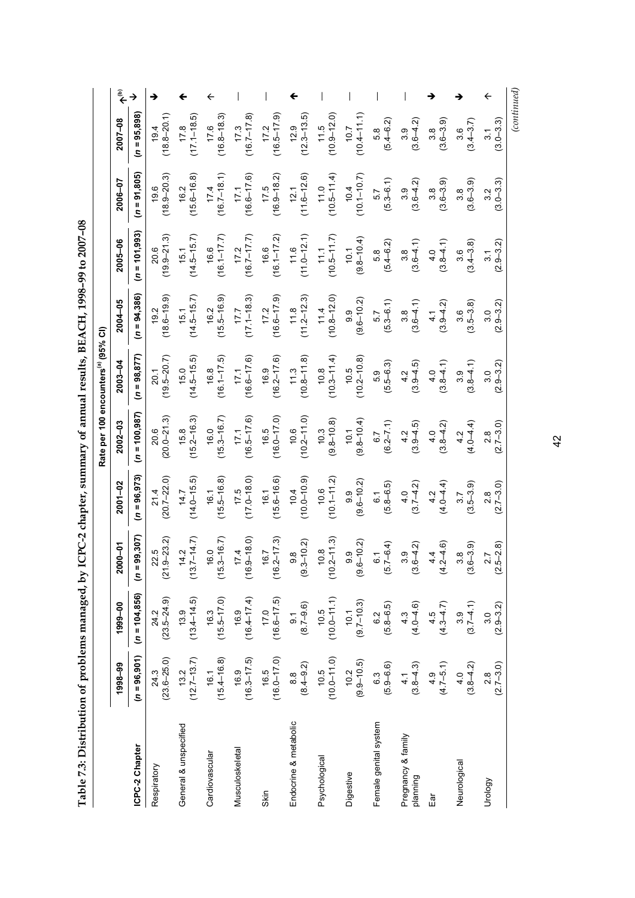**Table 7.3: Distribution of problems managed, by ICPC-2 chapter, summary of annual results, BEACH, 1998–99 to 2007–08**

| | Rate per 100 encounters[(a)] (95% CI) | | | | | | | | | | |
|---|---|---|---|---|---|---|---|---|---|---|---|
| | 1998–99 | 1999–00 | 2000–01 | 2001–02 | 2002–03 | 2003–04 | 2004–05 | 2005–06 | 2006–07 | 2007–08 | |
| ICPC-2 Chapter | (n = 96,901) | (n = 104,856) | (n = 99,307) | (n = 96,973) | (n = 100,987) | (n = 98,877) | (n = 94,386) | (n = 101,993) | (n = 91,805) | (n = 95,898) | ↑↓[(b)] |
| Respiratory | 24.3 (23.6–25.0) | 24.2 (23.5–24.9) | 22.5 (21.9–23.2) | 21.4 (20.7–22.0) | 20.6 (20.0–21.3) | 20.1 (19.5–20.7) | 19.2 (18.6–19.9) | 20.6 (19.9–21.3) | 19.6 (18.9–20.3) | 19.4 (18.8–20.1) | ↓ |
| General & unspecified | 13.2 (12.7–13.7) | 13.9 (13.4–14.5) | 14.2 (13.7–14.7) | 14.7 (14.0–15.5) | 15.8 (15.2–16.3) | 15.0 (14.5–15.5) | 15.1 (14.5–15.7) | 15.1 (14.5–15.7) | 16.2 (15.6–16.8) | 17.8 (17.1–18.5) | ↑ |
| Cardiovascular | 16.1 (15.4–16.8) | 16.3 (15.5–17.0) | 16.0 (15.3–16.7) | 16.1 (15.5–16.8) | 16.0 (15.3–16.7) | 16.8 (16.1–17.5) | 16.2 (15.5–16.9) | 16.6 (16.1–17.7) | 17.4 (16.7–18.1) | 17.6 (16.8–18.3) | ↑ |
| Musculoskeletal | 16.9 (16.3–17.5) | 16.9 (16.4–17.4) | 17.4 (16.9–18.0) | 17.5 (17.0–18.0) | 17.1 (16.5–17.6) | 17.1 (16.6–17.6) | 17.7 (17.1–18.3) | 17.2 (16.7–17.7) | 17.1 (16.6–17.6) | 17.3 (16.7–17.8) | — |
| Skin | 16.5 (16.0–17.0) | 17.0 (16.6–17.5) | 16.7 (16.2–17.3) | 16.1 (15.6–16.6) | 16.5 (16.0–17.0) | 16.9 (16.2–17.6) | 17.2 (16.6–17.9) | 16.6 (16.1–17.2) | 17.5 (16.9–18.2) | 17.2 (16.5–17.9) | — |
| Endocrine & metabolic | 8.8 (8.4–9.2) | 9.1 (8.7–9.6) | 9.8 (9.3–10.2) | 10.4 (10.0–10.9) | 10.6 (10.2–11.0) | 11.3 (10.8–11.8) | 11.8 (11.2–12.3) | 11.6 (11.0–12.1) | 12.1 (11.6–12.6) | 12.9 (12.3–13.5) | ↑ |
| Psychological | 10.5 (10.0–11.0) | 10.5 (10.0–11.1) | 10.8 (10.2–11.3) | 10.6 (10.1–11.2) | 10.3 (9.8–10.8) | 10.8 (10.3–11.4) | 11.4 (10.8–12.0) | 11.1 (10.5–11.7) | 11.0 (10.5–11.4) | 11.5 (10.9–12.0) | — |
| Digestive | 10.2 (9.9–10.5) | 10.1 (9.7–10.3) | 9.9 (9.6–10.2) | 9.9 (9.6–10.2) | 10.1 (9.8–10.4) | 10.5 (10.2–10.8) | 9.9 (9.6–10.2) | 10.1 (9.8–10.4) | 10.4 (10.1–10.7) | 10.7 (10.4–11.1) | — |
| Female genital system | 6.3 (5.9–6.6) | 6.2 (5.8–6.5) | 6.1 (5.7–6.4) | 6.1 (5.8–6.5) | 6.7 (6.2–7.1) | 5.9 (5.5–6.3) | 5.7 (5.3–6.1) | 5.8 (5.4–6.2) | 5.7 (5.3–6.1) | 5.8 (5.4–6.2) | — |
| Pregnancy & family planning | 4.1 (3.8–4.3) | 4.3 (4.0–4.6) | 3.9 (3.6–4.2) | 4.0 (3.7–4.2) | 4.2 (3.9–4.5) | 4.2 (3.9–4.5) | 3.8 (3.6–4.1) | 3.8 (3.6–4.1) | 3.9 (3.6–4.2) | 3.9 (3.6–4.2) | — |
| Ear | 4.9 (4.7–5.1) | 4.5 (4.3–4.7) | 4.4 (4.2–4.6) | 4.2 (4.0–4.4) | 4.0 (3.8–4.2) | 4.0 (3.8–4.1) | 4.1 (3.9–4.2) | 4.0 (3.8–4.1) | 3.8 (3.6–3.9) | 3.8 (3.6–3.9) | ↓ |
| Neurological | 4.0 (3.8–4.2) | 3.9 (3.7–4.1) | 3.8 (3.6–3.9) | 3.7 (3.5–3.9) | 4.2 (4.0–4.4) | 3.9 (3.8–4.1) | 3.6 (3.5–3.8) | 3.6 (3.4–3.8) | 3.8 (3.6–3.9) | 3.6 (3.4–3.7) | ↓ |
| Urology | 2.8 (2.7–3.0) | 3.0 (2.9–3.2) | 2.7 (2.5–2.8) | 2.8 (2.7–3.0) | 2.8 (2.7–3.0) | 3.0 (2.9–3.2) | 3.0 (2.9–3.2) | 3.1 (2.9–3.2) | 3.2 (3.0–3.3) | 3.1 (3.0–3.3) | ↑ |

*(continued)*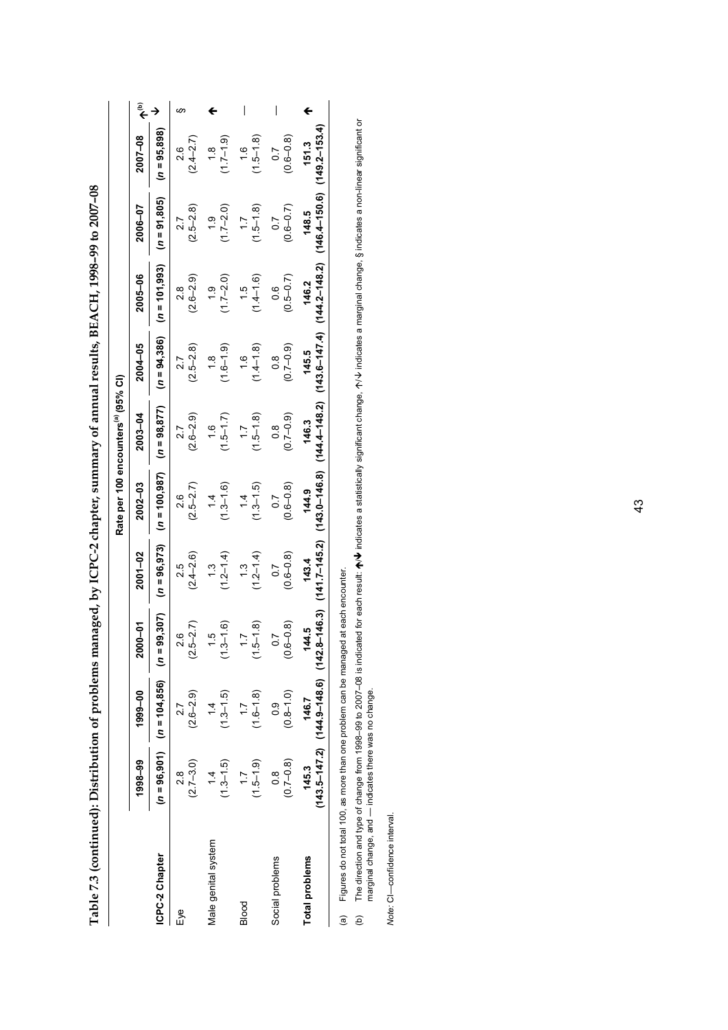**Table 7.3 (continued): Distribution of problems managed, by ICPC-2 chapter, summary of annual results, BEACH, 1998–99 to 2007–08**

| | Rate per 100 encounters[(a)] (95% CI) | | | | | | | | | | |
|---|---|---|---|---|---|---|---|---|---|---|---|
| **ICPC-2 Chapter** | **1998–99** (n = 96,901) | **1999–00** (n = 104,856) | **2000–01** (n = 99,307) | **2001–02** (n = 96,973) | **2002–03** (n = 100,987) | **2003–04** (n = 98,877) | **2004–05** (n = 94,386) | **2005–06** (n = 101,993) | **2006–07** (n = 91,805) | **2007–08** (n = 95,898) | **↑↓[(b)]** |
| Eye | 2.8 (2.7–3.0) | 2.7 (2.6–2.9) | 2.6 (2.5–2.7) | 2.5 (2.4–2.6) | 2.6 (2.5–2.7) | 2.7 (2.6–2.9) | 2.7 (2.5–2.8) | 2.8 (2.6–2.9) | 2.7 (2.5–2.8) | 2.6 (2.4–2.7) | § |
| Male genital system | 1.4 (1.3–1.5) | 1.4 (1.3–1.5) | 1.5 (1.3–1.6) | 1.3 (1.2–1.4) | 1.4 (1.3–1.6) | 1.6 (1.5–1.7) | 1.8 (1.6–1.9) | 1.9 (1.7–2.0) | 1.9 (1.7–2.0) | 1.8 (1.7–1.9) | ↑ |
| Blood | 1.7 (1.5–1.9) | 1.7 (1.6–1.8) | 1.7 (1.5–1.8) | 1.3 (1.2–1.4) | 1.4 (1.3–1.5) | 1.7 (1.5–1.8) | 1.6 (1.4–1.8) | 1.5 (1.4–1.6) | 1.7 (1.5–1.8) | 1.6 (1.5–1.8) | — |
| Social problems | 0.8 (0.7–0.8) | 0.9 (0.8–1.0) | 0.7 (0.6–0.8) | 0.7 (0.6–0.8) | 0.7 (0.6–0.8) | 0.8 (0.7–0.9) | 0.8 (0.7–0.9) | 0.6 (0.5–0.7) | 0.7 (0.6–0.7) | 0.7 (0.6–0.8) | — |
| **Total problems** | **145.3 (143.5–147.2)** | **146.7 (144.9–148.6)** | **144.5 (142.8–146.3)** | **143.4 (141.7–145.2)** | **144.9 (143.0–146.8)** | **146.3 (144.4–148.2)** | **145.5 (143.6–147.4)** | **146.2 (144.2–148.2)** | **148.5 (146.4–150.6)** | **151.3 (149.2–153.4)** | ↑ |

(a) Figures do not total 100, as more than one problem can be managed at each encounter.

(b) The direction and type of change from 1998–99 to 2007–08 is indicated for each result: ↑/↓ indicates a statistically significant change, ↑/↓ indicates a marginal change, § indicates a non-linear significant or marginal change, and — indicates there was no change.

*Note:* CI—confidence interval.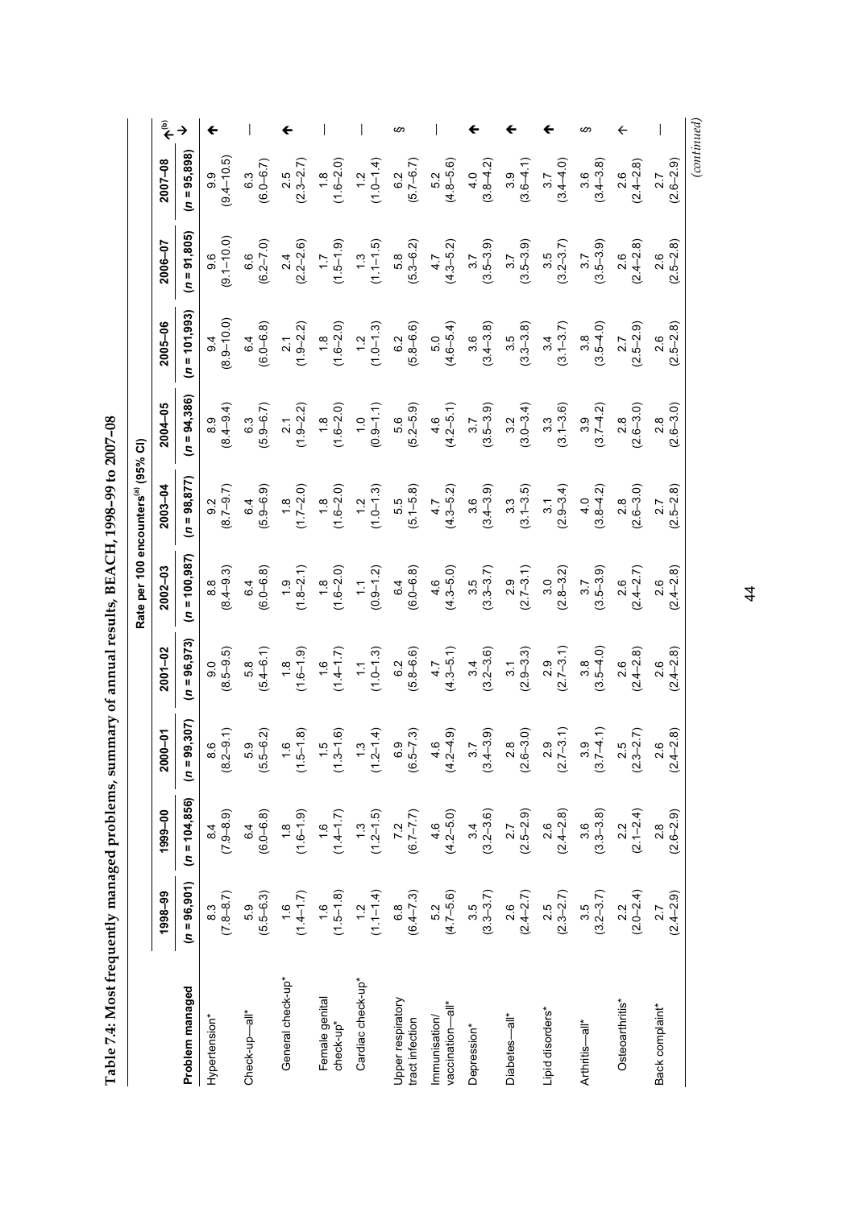**Table 7.4: Most frequently managed problems, summary of annual results, BEACH, 1998–99 to 2007–08**

| Problem managed | 1998–99 | 1999–00 | 2000–01 | 2001–02 | 2002–03 | 2003–04 | 2004–05 | 2005–06 | 2006–07 | 2007–08 | ↑↓[(b)] |
|---|---|---|---|---|---|---|---|---|---|---|---|
| | Rate per 100 encounters[(a)] (95% CI) | | | | | | | | | | |
| | (n = 96,901) | (n = 104,856) | (n = 99,307) | (n = 96,973) | (n = 100,987) | (n = 98,877) | (n = 94,386) | (n = 101,993) | (n = 91,805) | (n = 95,898) | |
| Hypertension* | 8.3 (7.8–8.7) | 8.4 (7.9–8.9) | 8.6 (8.2–9.1) | 9.0 (8.5–9.5) | 8.8 (8.4–9.3) | 9.2 (8.7–9.7) | 8.9 (8.4–9.4) | 9.4 (8.9–10.0) | 9.6 (9.1–10.0) | 9.9 (9.4–10.5) | ↑ |
| Check-up—all* | 5.9 (5.5–6.3) | 6.4 (6.0–6.8) | 5.9 (5.5–6.2) | 5.8 (5.4–6.1) | 6.4 (6.0–6.8) | 6.4 (5.9–6.9) | 6.3 (5.9–6.7) | 6.4 (6.0–6.8) | 6.6 (6.2–7.0) | 6.3 (6.0–6.7) | — |
| General check-up* | 1.6 (1.4–1.7) | 1.8 (1.6–1.9) | 1.6 (1.5–1.8) | 1.8 (1.6–1.9) | 1.9 (1.8–2.1) | 1.8 (1.7–2.0) | 2.1 (1.9–2.2) | 2.1 (1.9–2.2) | 2.4 (2.2–2.6) | 2.5 (2.3–2.7) | ↑ |
| Female genital check-up* | 1.6 (1.5–1.8) | 1.6 (1.4–1.7) | 1.5 (1.3–1.6) | 1.6 (1.4–1.7) | 1.8 (1.6–2.0) | 1.8 (1.6–2.0) | 1.8 (1.6–2.0) | 1.8 (1.6–2.0) | 1.7 (1.5–1.9) | 1.8 (1.6–2.0) | — |
| Cardiac check-up* | 1.2 (1.1–1.4) | 1.3 (1.2–1.5) | 1.3 (1.2–1.4) | 1.1 (1.0–1.3) | 1.1 (0.9–1.2) | 1.2 (1.0–1.3) | 1.0 (0.9–1.1) | 1.2 (1.0–1.3) | 1.3 (1.1–1.5) | 1.2 (1.0–1.4) | — |
| Upper respiratory tract infection | 6.8 (6.4–7.3) | 7.2 (6.7–7.7) | 6.9 (6.5–7.3) | 6.2 (5.8–6.6) | 6.4 (6.0–6.8) | 5.5 (5.1–5.8) | 5.6 (5.2–5.9) | 6.2 (5.8–6.6) | 5.8 (5.3–6.2) | 6.2 (5.7–6.7) | § |
| Immunisation/ vaccination—all* | 5.2 (4.7–5.6) | 4.6 (4.2–5.0) | 4.6 (4.2–4.9) | 4.7 (4.3–5.1) | 4.6 (4.3–5.0) | 4.7 (4.3–5.2) | 4.6 (4.2–5.1) | 5.0 (4.6–5.4) | 4.7 (4.3–5.2) | 5.2 (4.8–5.6) | — |
| Depression* | 3.5 (3.3–3.7) | 3.4 (3.2–3.6) | 3.7 (3.4–3.9) | 3.4 (3.2–3.6) | 3.5 (3.3–3.7) | 3.6 (3.4–3.9) | 3.7 (3.5–3.9) | 3.6 (3.4–3.8) | 3.7 (3.5–3.9) | 4.0 (3.8–4.2) | ↑ |
| Diabetes—all* | 2.6 (2.4–2.7) | 2.7 (2.5–2.9) | 2.8 (2.6–3.0) | 3.1 (2.9–3.3) | 2.9 (2.7–3.1) | 3.3 (3.1–3.5) | 3.2 (3.0–3.4) | 3.5 (3.3–3.8) | 3.7 (3.5–3.9) | 3.9 (3.6–4.1) | ↑ |
| Lipid disorders* | 2.5 (2.3–2.7) | 2.6 (2.4–2.8) | 2.9 (2.7–3.1) | 2.9 (2.7–3.1) | 3.0 (2.8–3.2) | 3.1 (2.9–3.4) | 3.3 (3.1–3.6) | 3.4 (3.1–3.7) | 3.5 (3.2–3.7) | 3.7 (3.4–4.0) | ↑ |
| Arthritis—all* | 3.5 (3.2–3.7) | 3.6 (3.3–3.8) | 3.9 (3.7–4.1) | 3.8 (3.5–4.0) | 3.7 (3.5–3.9) | 4.0 (3.8–4.2) | 3.9 (3.7–4.2) | 3.8 (3.5–4.0) | 3.7 (3.5–3.9) | 3.6 (3.4–3.8) | § |
| Osteoarthritis* | 2.2 (2.0–2.4) | 2.2 (2.1–2.4) | 2.5 (2.3–2.7) | 2.6 (2.4–2.8) | 2.6 (2.4–2.7) | 2.8 (2.6–3.0) | 2.8 (2.6–3.0) | 2.7 (2.5–2.9) | 2.6 (2.4–2.8) | 2.6 (2.4–2.8) | ↑ |
| Back complaint* | 2.7 (2.4–2.9) | 2.8 (2.6–2.9) | 2.6 (2.4–2.8) | 2.6 (2.4–2.8) | 2.6 (2.4–2.8) | 2.7 (2.5–2.8) | 2.8 (2.6–3.0) | 2.6 (2.5–2.8) | 2.6 (2.5–2.8) | 2.7 (2.6–2.9) | — |

*(continued)*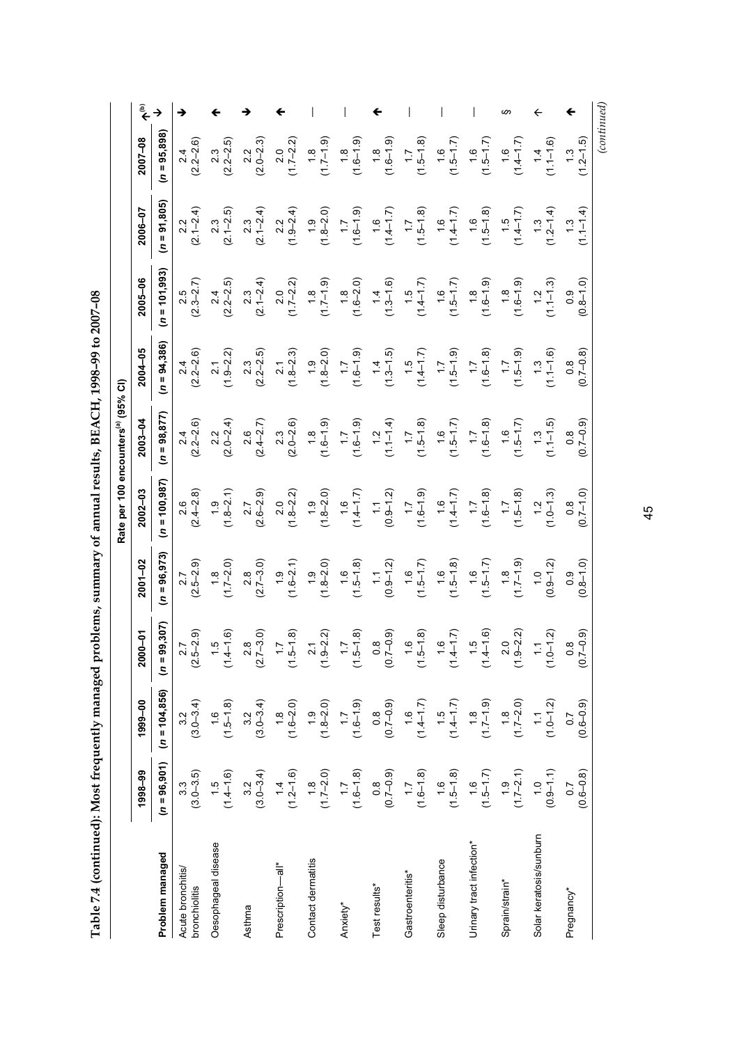**Table 7.4 (continued): Most frequently managed problems, summary of annual results, BEACH, 1998–99 to 2007–08**

| Problem managed | 1998–99 | 1999–00 | 2000–01 | 2001–02 | 2002–03 | 2003–04 | 2004–05 | 2005–06 | 2006–07 | 2007–08 | ↑↓[(b)] |
|---|---|---|---|---|---|---|---|---|---|---|---|
| | Rate per 100 encounters[(a)] (95% CI) | | | | | | | | | | |
| | (*n* = 96,901) | (*n* = 104,856) | (*n* = 99,307) | (*n* = 96,973) | (*n* = 100,987) | (*n* = 98,877) | (*n* = 94,386) | (*n* = 101,993) | (*n* = 91,805) | (*n* = 95,898) | |
| Acute bronchitis/ bronchiolitis | 3.3 (3.0–3.5) | 3.2 (3.0–3.4) | 2.7 (2.5–2.9) | 2.7 (2.5–2.9) | 2.6 (2.4–2.8) | 2.4 (2.2–2.6) | 2.4 (2.2–2.6) | 2.5 (2.3–2.7) | 2.2 (2.1–2.4) | 2.4 (2.2–2.6) | ↓ |
| Oesophageal disease | 1.5 (1.4–1.6) | 1.6 (1.5–1.8) | 1.5 (1.4–1.6) | 1.8 (1.7–2.0) | 1.9 (1.8–2.1) | 2.2 (2.0–2.4) | 2.1 (1.9–2.2) | 2.4 (2.2–2.5) | 2.3 (2.1–2.5) | 2.3 (2.2–2.5) | ↑ |
| Asthma | 3.2 (3.0–3.4) | 3.2 (3.0–3.4) | 2.8 (2.7–3.0) | 2.8 (2.7–3.0) | 2.7 (2.6–2.9) | 2.6 (2.4–2.7) | 2.3 (2.2–2.5) | 2.3 (2.1–2.4) | 2.3 (2.1–2.4) | 2.2 (2.0–2.3) | ↓ |
| Prescription—all* | 1.4 (1.2–1.6) | 1.8 (1.6–2.0) | 1.7 (1.5–1.8) | 1.9 (1.6–2.1) | 2.0 (1.8–2.2) | 2.3 (2.0–2.6) | 2.1 (1.8–2.3) | 2.0 (1.7–2.2) | 2.2 (1.9–2.4) | 2.0 (1.7–2.2) | ↑ |
| Contact dermatitis | 1.8 (1.7–2.0) | 1.9 (1.8–2.0) | 2.1 (1.9–2.2) | 1.9 (1.8–2.0) | 1.9 (1.8–2.0) | 1.8 (1.6–1.9) | 1.9 (1.8–2.0) | 1.8 (1.7–1.9) | 1.9 (1.8–2.0) | 1.8 (1.7–1.9) | — |
| Anxiety* | 1.7 (1.6–1.8) | 1.7 (1.6–1.9) | 1.7 (1.5–1.8) | 1.6 (1.5–1.8) | 1.6 (1.4–1.7) | 1.7 (1.6–1.9) | 1.7 (1.6–1.9) | 1.8 (1.6–2.0) | 1.7 (1.6–1.9) | 1.8 (1.6–1.9) | — |
| Test results* | 0.8 (0.7–0.9) | 0.8 (0.7–0.9) | 0.8 (0.7–0.9) | 1.1 (0.9–1.2) | 1.1 (0.9–1.2) | 1.2 (1.1–1.4) | 1.4 (1.3–1.5) | 1.4 (1.3–1.6) | 1.6 (1.4–1.7) | 1.8 (1.6–1.9) | ↑ |
| Gastroenteritis* | 1.7 (1.6–1.8) | 1.6 (1.4–1.7) | 1.6 (1.5–1.8) | 1.6 (1.5–1.7) | 1.7 (1.6–1.9) | 1.7 (1.5–1.8) | 1.5 (1.4–1.7) | 1.5 (1.4–1.7) | 1.7 (1.5–1.8) | 1.7 (1.5–1.8) | — |
| Sleep disturbance | 1.6 (1.5–1.8) | 1.5 (1.4–1.7) | 1.6 (1.4–1.7) | 1.6 (1.5–1.8) | 1.6 (1.4–1.7) | 1.6 (1.5–1.7) | 1.7 (1.5–1.9) | 1.6 (1.5–1.7) | 1.6 (1.4–1.7) | 1.6 (1.5–1.7) | — |
| Urinary tract infection* | 1.6 (1.5–1.7) | 1.8 (1.7–1.9) | 1.5 (1.4–1.6) | 1.6 (1.5–1.7) | 1.7 (1.6–1.8) | 1.7 (1.6–1.8) | 1.7 (1.6–1.8) | 1.8 (1.6–1.9) | 1.6 (1.5–1.8) | 1.6 (1.5–1.7) | — |
| Sprain/strain* | 1.9 (1.7–2.1) | 1.8 (1.7–2.0) | 2.0 (1.9–2.2) | 1.8 (1.7–1.9) | 1.7 (1.5–1.8) | 1.6 (1.5–1.7) | 1.7 (1.5–1.9) | 1.8 (1.6–1.9) | 1.5 (1.4–1.7) | 1.6 (1.4–1.7) | § |
| Solar keratosis/sunburn | 1.0 (0.9–1.1) | 1.1 (1.0–1.2) | 1.1 (1.0–1.2) | 1.0 (0.9–1.2) | 1.2 (1.0–1.3) | 1.3 (1.1–1.5) | 1.3 (1.1–1.6) | 1.2 (1.1–1.3) | 1.3 (1.2–1.4) | 1.4 (1.1–1.6) | ↑ |
| Pregnancy* | 0.7 (0.6–0.8) | 0.7 (0.6–0.9) | 0.8 (0.7–0.9) | 0.9 (0.8–1.0) | 0.8 (0.7–1.0) | 0.8 (0.7–0.9) | 0.8 (0.7–0.8) | 0.9 (0.8–1.0) | 1.3 (1.1–1.4) | 1.3 (1.2–1.5) | ↑ |

*(continued)*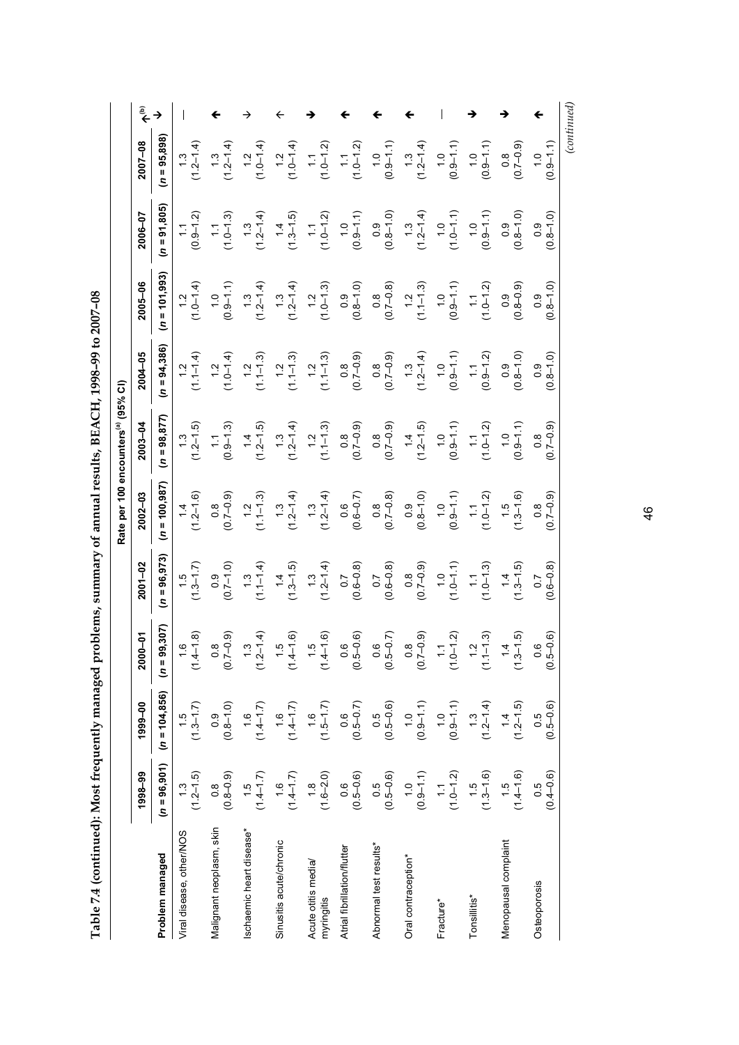**Table 7.4 (continued): Most frequently managed problems, summary of annual results, BEACH, 1998–99 to 2007–08**

| | Rate per 100 encounters[(a)] (95% CI) | | | | | | | | | | |
|---|---|---|---|---|---|---|---|---|---|---|---|
| **Problem managed** | **1998–99** (*n* = 96,901) | **1999–00** (*n* = 104,856) | **2000–01** (*n* = 99,307) | **2001–02** (*n* = 96,973) | **2002–03** (*n* = 100,987) | **2003–04** (*n* = 98,877) | **2004–05** (*n* = 94,386) | **2005–06** (*n* = 101,993) | **2006–07** (*n* = 91,805) | **2007–08** (*n* = 95,898) | ↑↓[(b)] |
| Viral disease, other/NOS | 1.3 (1.2–1.5) | 1.5 (1.3–1.7) | 1.6 (1.4–1.8) | 1.5 (1.3–1.7) | 1.4 (1.2–1.6) | 1.3 (1.2–1.5) | 1.2 (1.1–1.4) | 1.2 (1.0–1.4) | 1.1 (0.9–1.2) | 1.3 (1.2–1.4) | — |
| Malignant neoplasm, skin | 0.8 (0.8–0.9) | 0.9 (0.8–1.0) | 0.8 (0.7–0.9) | 0.9 (0.7–1.0) | 0.8 (0.7–0.9) | 1.1 (0.9–1.3) | 1.2 (1.0–1.4) | 1.0 (0.9–1.1) | 1.1 (1.0–1.3) | 1.3 (1.2–1.4) | ↑ |
| Ischaemic heart disease* | 1.5 (1.4–1.7) | 1.6 (1.4–1.7) | 1.3 (1.2–1.4) | 1.3 (1.1–1.4) | 1.2 (1.1–1.3) | 1.4 (1.2–1.5) | 1.2 (1.1–1.3) | 1.3 (1.2–1.4) | 1.3 (1.2–1.4) | 1.2 (1.0–1.4) | ↓ |
| Sinusitis acute/chronic | 1.6 (1.4–1.7) | 1.6 (1.4–1.7) | 1.5 (1.4–1.6) | 1.4 (1.3–1.5) | 1.3 (1.2–1.4) | 1.3 (1.2–1.4) | 1.2 (1.1–1.3) | 1.3 (1.2–1.4) | 1.4 (1.3–1.5) | 1.2 (1.0–1.4) | ↓ |
| Acute otitis media/ myringitis | 1.8 (1.6–2.0) | 1.6 (1.5–1.7) | 1.5 (1.4–1.6) | 1.3 (1.2–1.4) | 1.3 (1.2–1.4) | 1.2 (1.1–1.3) | 1.2 (1.1–1.3) | 1.2 (1.0–1.3) | 1.1 (1.0–1.2) | 1.1 (1.0–1.2) | ↓ |
| Atrial fibrillation/flutter | 0.6 (0.5–0.6) | 0.6 (0.5–0.7) | 0.6 (0.5–0.6) | 0.7 (0.6–0.8) | 0.6 (0.6–0.7) | 0.8 (0.7–0.9) | 0.8 (0.7–0.9) | 0.9 (0.8–1.0) | 1.0 (0.9–1.1) | 1.1 (1.0–1.2) | ↑ |
| Abnormal test results* | 0.5 (0.5–0.6) | 0.5 (0.5–0.6) | 0.6 (0.5–0.7) | 0.7 (0.6–0.8) | 0.8 (0.7–0.8) | 0.8 (0.7–0.9) | 0.8 (0.7–0.9) | 0.8 (0.7–0.8) | 0.9 (0.8–1.0) | 1.0 (0.9–1.1) | ↑ |
| Oral contraception* | 1.0 (0.9–1.1) | 1.0 (0.9–1.1) | 0.8 (0.7–0.9) | 0.8 (0.7–0.9) | 0.9 (0.8–1.0) | 1.4 (1.2–1.5) | 1.3 (1.2–1.4) | 1.2 (1.1–1.3) | 1.3 (1.2–1.4) | 1.3 (1.2–1.4) | ↑ |
| Fracture* | 1.1 (1.0–1.2) | 1.0 (0.9–1.1) | 1.1 (1.0–1.2) | 1.0 (1.0–1.1) | 1.0 (0.9–1.1) | 1.0 (0.9–1.1) | 1.0 (0.9–1.1) | 1.0 (0.9–1.1) | 1.0 (1.0–1.1) | 1.0 (0.9–1.1) | — |
| Tonsillitis* | 1.5 (1.3–1.6) | 1.3 (1.2–1.4) | 1.2 (1.1–1.3) | 1.1 (1.0–1.3) | 1.1 (1.0–1.2) | 1.1 (1.0–1.2) | 1.1 (0.9–1.2) | 1.1 (1.0–1.2) | 1.0 (0.9–1.1) | 1.0 (0.9–1.1) | ↓ |
| Menopausal complaint | 1.5 (1.4–1.6) | 1.4 (1.2–1.5) | 1.4 (1.3–1.5) | 1.4 (1.3–1.5) | 1.5 (1.3–1.6) | 1.0 (0.9–1.1) | 0.9 (0.8–1.0) | 0.9 (0.8–0.9) | 0.9 (0.8–1.0) | 0.8 (0.7–0.9) | ↓ |
| Osteoporosis | 0.5 (0.4–0.6) | 0.5 (0.5–0.6) | 0.6 (0.5–0.6) | 0.7 (0.6–0.8) | 0.8 (0.7–0.9) | 0.8 (0.7–0.9) | 0.9 (0.8–1.0) | 0.9 (0.8–1.0) | 0.9 (0.8–1.0) | 1.0 (0.9–1.1) | ↑ |

*(continued)*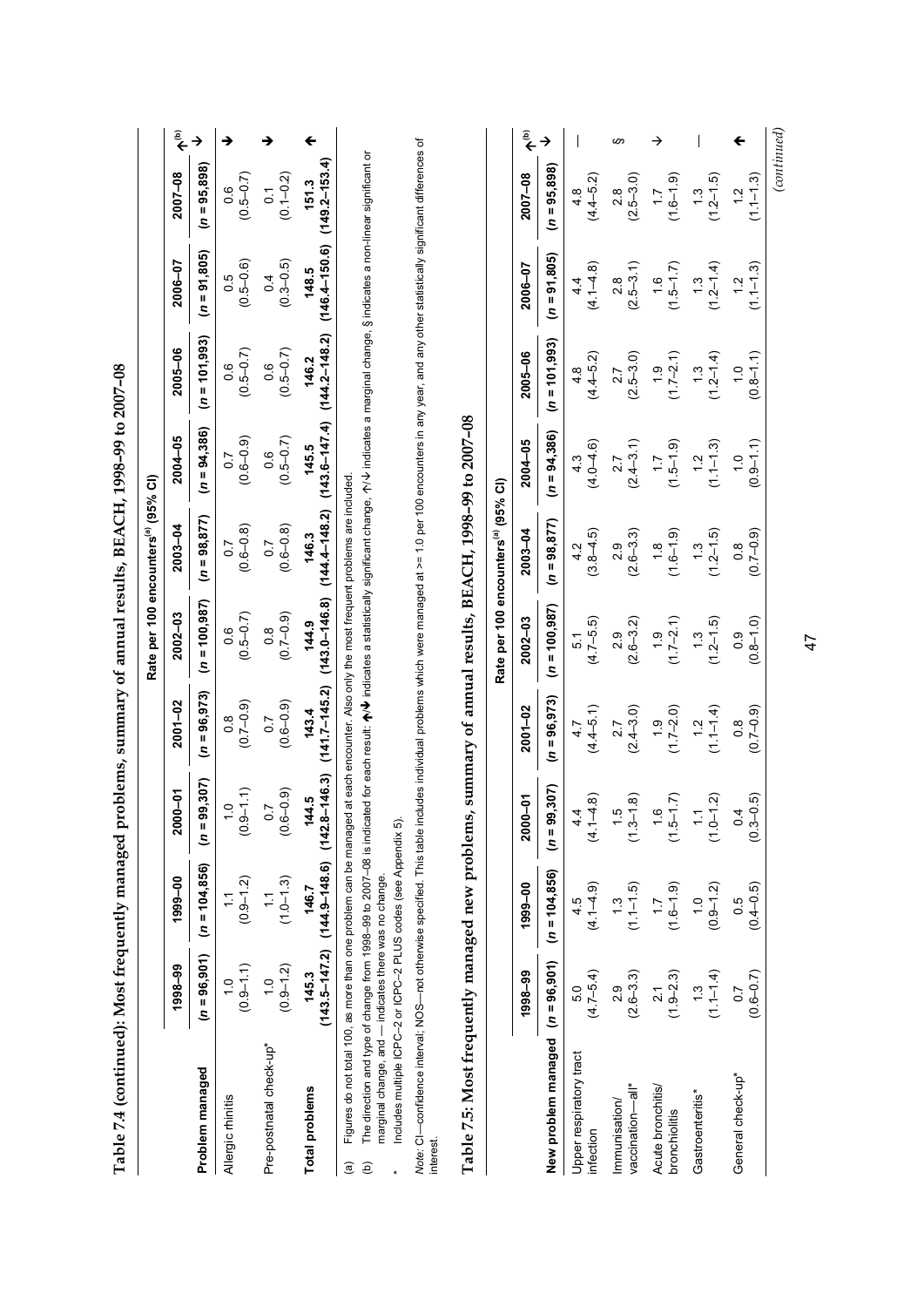# Table 7.4 (continued): Most frequently managed problems, summary of annual results, BEACH, 1998–99 to 2007–08

| Problem managed | 1998–99 (n = 96,901) | 1999–00 (n = 104,856) | 2000–01 (n = 99,307) | 2001–02 (n = 96,973) | 2002–03 (n = 100,987) | 2003–04 (n = 98,877) | 2004–05 (n = 94,386) | 2005–06 (n = 101,993) | 2006–07 (n = 91,805) | 2007–08 (n = 95,898) | ↑↓[(b)] |
|---|---|---|---|---|---|---|---|---|---|---|---|
| | Rate per 100 encounters[(a)] (95% CI) | | | | | | | | | | |
| Allergic rhinitis | 1.0 (0.9–1.1) | 1.1 (0.9–1.2) | 1.0 (0.9–1.1) | 0.8 (0.7–0.9) | 0.6 (0.5–0.7) | 0.7 (0.6–0.8) | 0.7 (0.6–0.9) | 0.6 (0.5–0.7) | 0.5 (0.5–0.6) | 0.6 (0.5–0.7) | ↓ |
| Pre-postnatal check-up* | 1.0 (0.9–1.2) | 1.1 (1.0–1.3) | 0.7 (0.6–0.9) | 0.7 (0.6–0.9) | 0.8 (0.7–0.9) | 0.7 (0.6–0.8) | 0.6 (0.5–0.7) | 0.6 (0.5–0.7) | 0.4 (0.3–0.5) | 0.1 (0.1–0.2) | ↓ |
| **Total problems** | **145.3** (143.5–147.2) | **146.7** (144.9–148.6) | **144.5** (142.8–146.3) | **143.4** (141.7–145.2) | **144.9** (143.0–146.8) | **146.3** (144.4–148.2) | **145.5** (143.6–147.4) | **146.2** (144.2–148.2) | **148.5** (146.4–150.6) | **151.3** (149.2–153.4) | ↑ |

(a) Figures do not total 100, as more than one problem can be managed at each encounter. Also only the most frequent problems are included.

(b) The direction and type of change from 1998–99 to 2007–08 is indicated for each result: ↑/↓ indicates a statistically significant change, ↑/↓ indicates a marginal change, § indicates a non-linear significant or marginal change, and — indicates there was no change.

\* Includes multiple ICPC–2 or ICPC–2 PLUS codes (see Appendix 5).

*Note:* CI—confidence interval; NOS—not otherwise specified. This table includes individual problems which were managed at >= 1.0 per 100 encounters in any year, and any other statistically significant differences of interest.

# Table 7.5: Most frequently managed new problems, summary of annual results, BEACH, 1998–99 to 2007–08

| New problem managed | 1998–99 (n = 96,901) | 1999–00 (n = 104,856) | 2000–01 (n = 99,307) | 2001–02 (n = 96,973) | 2002–03 (n = 100,987) | 2003–04 (n = 98,877) | 2004–05 (n = 94,386) | 2005–06 (n = 101,993) | 2006–07 (n = 91,805) | 2007–08 (n = 95,898) | ↑↓[(b)] |
|---|---|---|---|---|---|---|---|---|---|---|---|
| | Rate per 100 encounters[(a)] (95% CI) | | | | | | | | | | |
| Upper respiratory tract infection | 5.0 (4.7–5.4) | 4.5 (4.1–4.9) | 4.4 (4.1–4.8) | 4.7 (4.4–5.1) | 5.1 (4.7–5.5) | 4.2 (3.8–4.5) | 4.3 (4.0–4.6) | 4.8 (4.4–5.2) | 4.4 (4.1–4.8) | 4.8 (4.4–5.2) | — |
| Immunisation/ vaccination—all* | 2.9 (2.6–3.3) | 1.3 (1.1–1.5) | 1.5 (1.3–1.8) | 2.7 (2.4–3.0) | 2.9 (2.6–3.2) | 2.9 (2.6–3.3) | 2.7 (2.4–3.1) | 2.7 (2.5–3.0) | 2.8 (2.5–3.1) | 2.8 (2.5–3.0) | § |
| Acute bronchitis/ bronchiolitis | 2.1 (1.9–2.3) | 1.7 (1.6–1.9) | 1.6 (1.5–1.7) | 1.9 (1.7–2.0) | 1.9 (1.7–2.1) | 1.8 (1.6–1.9) | 1.7 (1.5–1.9) | 1.9 (1.7–2.1) | 1.6 (1.5–1.7) | 1.7 (1.6–1.9) | ↓ |
| Gastroenteritis* | 1.3 (1.1–1.4) | 1.0 (0.9–1.2) | 1.1 (1.0–1.2) | 1.2 (1.1–1.4) | 1.3 (1.2–1.5) | 1.3 (1.2–1.5) | 1.2 (1.1–1.3) | 1.3 (1.2–1.4) | 1.3 (1.2–1.4) | 1.3 (1.2–1.5) | — |
| General check-up* | 0.7 (0.6–0.7) | 0.5 (0.4–0.5) | 0.4 (0.3–0.5) | 0.8 (0.7–0.9) | 0.9 (0.8–1.0) | 0.8 (0.7–0.9) | 1.0 (0.9–1.1) | 1.0 (0.8–1.1) | 1.2 (1.1–1.3) | 1.2 (1.1–1.3) | ↑ |

*(continued)*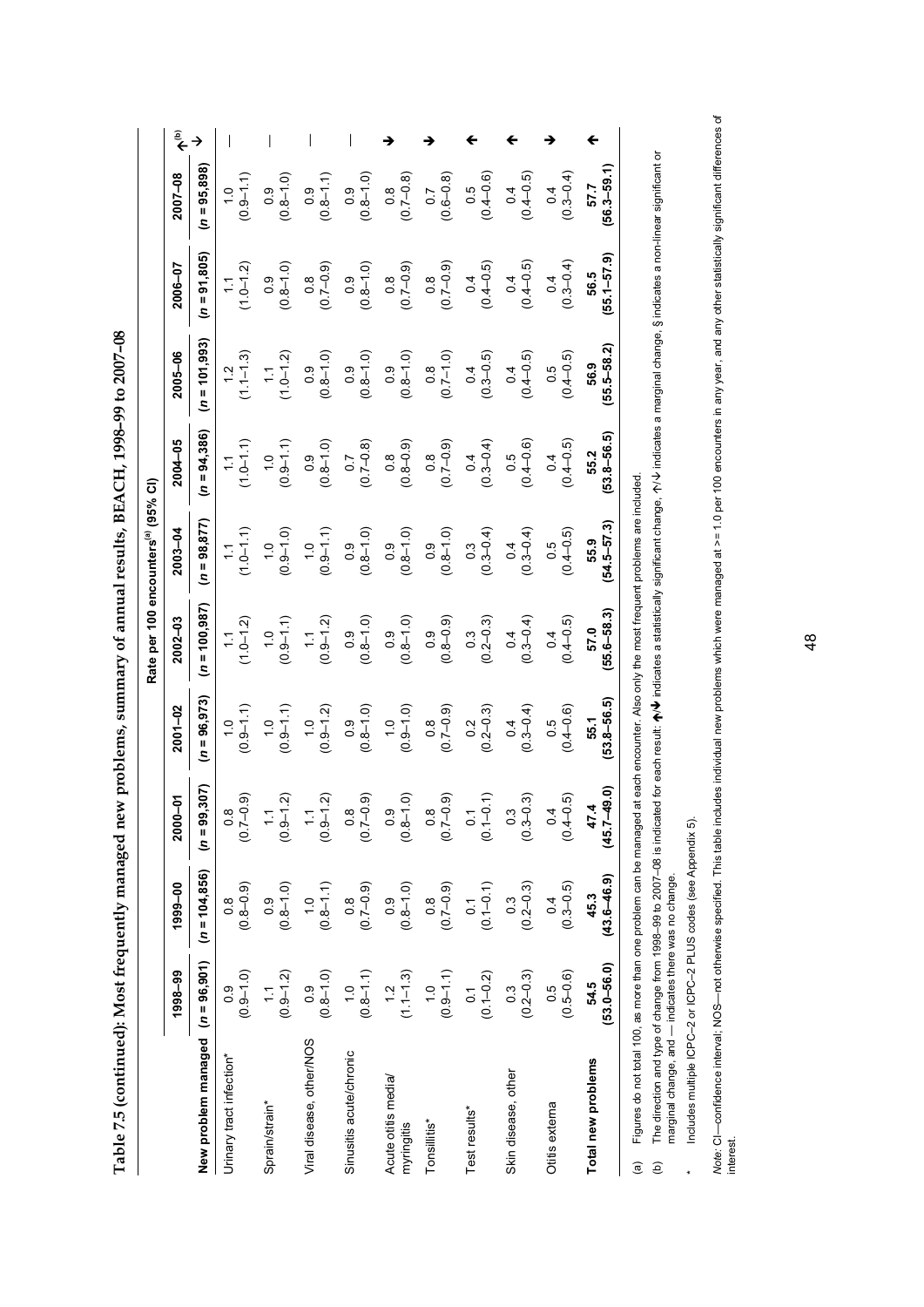**Table 7.5 (continued): Most frequently managed new problems, summary of annual results, BEACH, 1998–99 to 2007–08**

| | Rate per 100 encounters[(a)] (95% CI) | | | | | | | | | | |
|---|---|---|---|---|---|---|---|---|---|---|---|
| **New problem managed** | **1998–99 (n = 96,901)** | **1999–00 (n = 104,856)** | **2000–01 (n = 99,307)** | **2001–02 (n = 96,973)** | **2002–03 (n = 100,987)** | **2003–04 (n = 98,877)** | **2004–05 (n = 94,386)** | **2005–06 (n = 101,993)** | **2006–07 (n = 91,805)** | **2007–08 (n = 95,898)** | **↑↓[(b)]** |
| Urinary tract infection* | 0.9 (0.9–1.0) | 0.8 (0.8–0.9) | 0.8 (0.7–0.9) | 1.0 (0.9–1.1) | 1.1 (1.0–1.2) | 1.1 (1.0–1.1) | 1.1 (1.0–1.1) | 1.2 (1.1–1.3) | 1.1 (1.0–1.2) | 1.0 (0.9–1.1) | — |
| Sprain/strain* | 1.1 (0.9–1.2) | 0.9 (0.8–1.0) | 1.1 (0.9–1.2) | 1.0 (0.9–1.1) | 1.0 (0.9–1.1) | 1.0 (0.9–1.0) | 1.0 (0.9–1.1) | 1.1 (1.0–1.2) | 0.9 (0.8–1.0) | 0.9 (0.8–1.0) | — |
| Viral disease, other/NOS | 0.9 (0.8–1.0) | 1.0 (0.8–1.1) | 1.1 (0.9–1.2) | 1.0 (0.9–1.2) | 1.1 (0.9–1.2) | 1.0 (0.9–1.1) | 0.9 (0.8–1.0) | 0.9 (0.8–1.0) | 0.8 (0.7–0.9) | 0.9 (0.8–1.1) | — |
| Sinusitis acute/chronic | 1.0 (0.8–1.1) | 0.8 (0.7–0.9) | 0.8 (0.7–0.9) | 0.9 (0.8–1.0) | 0.9 (0.8–1.0) | 0.9 (0.8–1.0) | 0.7 (0.7–0.8) | 0.9 (0.8–1.0) | 0.9 (0.8–1.0) | 0.9 (0.8–1.0) | — |
| Acute otitis media/ myringitis | 1.2 (1.1–1.3) | 0.9 (0.8–1.0) | 0.9 (0.8–1.0) | 1.0 (0.9–1.0) | 0.9 (0.8–1.0) | 0.9 (0.8–1.0) | 0.8 (0.8–0.9) | 0.9 (0.8–1.0) | 0.8 (0.7–0.9) | 0.8 (0.7–0.8) | ↓ |
| Tonsillitis* | 1.0 (0.9–1.1) | 0.8 (0.7–0.9) | 0.8 (0.7–0.9) | 0.8 (0.7–0.9) | 0.9 (0.8–0.9) | 0.9 (0.8–1.0) | 0.8 (0.7–0.9) | 0.8 (0.7–1.0) | 0.8 (0.7–0.9) | 0.7 (0.6–0.8) | ↓ |
| Test results* | 0.1 (0.1–0.2) | 0.1 (0.1–0.1) | 0.1 (0.1–0.1) | 0.2 (0.2–0.3) | 0.3 (0.2–0.3) | 0.3 (0.3–0.4) | 0.4 (0.3–0.4) | 0.4 (0.3–0.5) | 0.4 (0.4–0.5) | 0.5 (0.4–0.6) | ↑ |
| Skin disease, other | 0.3 (0.2–0.3) | 0.3 (0.2–0.3) | 0.3 (0.3–0.3) | 0.4 (0.3–0.4) | 0.4 (0.3–0.4) | 0.4 (0.3–0.4) | 0.5 (0.4–0.6) | 0.4 (0.4–0.5) | 0.4 (0.4–0.5) | 0.4 (0.4–0.5) | ↑ |
| Otitis externa | 0.5 (0.5–0.6) | 0.4 (0.3–0.5) | 0.4 (0.4–0.5) | 0.5 (0.4–0.6) | 0.4 (0.4–0.5) | 0.5 (0.4–0.5) | 0.4 (0.4–0.5) | 0.5 (0.4–0.5) | 0.4 (0.3–0.4) | 0.4 (0.3–0.4) | ↓ |
| **Total new problems** | **54.5 (53.0–56.0)** | **45.3 (43.6–46.9)** | **47.4 (45.7–49.0)** | **55.1 (53.8–56.5)** | **57.0 (55.6–58.3)** | **55.9 (54.5–57.3)** | **55.2 (53.8–56.5)** | **56.9 (55.5–58.2)** | **56.5 (55.1–57.9)** | **57.7 (56.3–59.1)** | ↑ |

(a) Figures do not total 100, as more than one problem can be managed at each encounter. Also only the most frequent problems are included.

(b) The direction and type of change from 1998–99 to 2007–08 is indicated for each result: ↑/↓ indicates a statistically significant change, ↑/↓ indicates a marginal change, § indicates a non-linear significant or marginal change, and — indicates there was no change.

\* Includes multiple ICPC-2 or ICPC-2 PLUS codes (see Appendix 5).

*Note:* CI—confidence interval; NOS—not otherwise specified. This table includes individual new problems which were managed at >= 1.0 per 100 encounters in any year, and any other statistically significant differences of interest.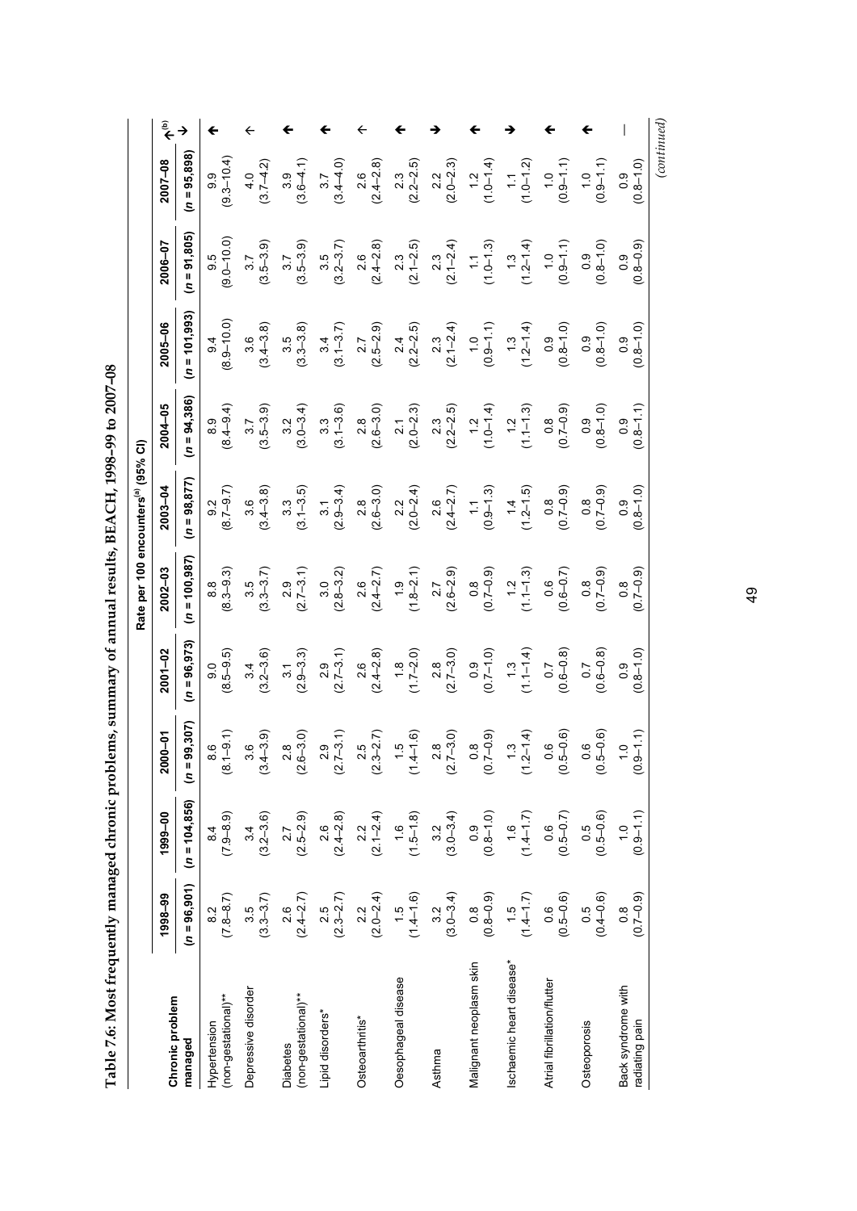**Table 7.6: Most frequently managed chronic problems, summary of annual results, BEACH, 1998–99 to 2007–08**

| Chronic problem managed | Rate per 100 encounters[(a)] (95% CI) | | | | | | | | | | ↑↓[(b)] |
|---|---|---|---|---|---|---|---|---|---|---|---|
| | 1998–99 (*n* = 96,901) | 1999–00 (*n* = 104,856) | 2000–01 (*n* = 99,307) | 2001–02 (*n* = 96,973) | 2002–03 (*n* = 100,987) | 2003–04 (*n* = 98,877) | 2004–05 (*n* = 94,386) | 2005–06 (*n* = 101,993) | 2006–07 (*n* = 91,805) | 2007–08 (*n* = 95,898) | |
| Hypertension (non-gestational)** | 8.2 (7.8–8.7) | 8.4 (7.9–8.9) | 8.6 (8.1–9.1) | 9.0 (8.5–9.5) | 8.8 (8.3–9.3) | 9.2 (8.7–9.7) | 8.9 (8.4–9.4) | 9.4 (8.9–10.0) | 9.5 (9.0–10.0) | 9.9 (9.3–10.4) | ↑ |
| Depressive disorder | 3.5 (3.3–3.7) | 3.4 (3.2–3.6) | 3.6 (3.4–3.9) | 3.4 (3.2–3.6) | 3.5 (3.3–3.7) | 3.6 (3.4–3.8) | 3.7 (3.5–3.9) | 3.6 (3.4–3.8) | 3.7 (3.5–3.9) | 4.0 (3.7–4.2) | ↑ |
| Diabetes (non-gestational)** | 2.6 (2.4–2.7) | 2.7 (2.5–2.9) | 2.8 (2.6–3.0) | 3.1 (2.9–3.3) | 2.9 (2.7–3.1) | 3.3 (3.1–3.5) | 3.2 (3.0–3.4) | 3.5 (3.3–3.8) | 3.7 (3.5–3.9) | 3.9 (3.6–4.1) | ↑ |
| Lipid disorders* | 2.5 (2.3–2.7) | 2.6 (2.4–2.8) | 2.9 (2.7–3.1) | 2.9 (2.7–3.1) | 3.0 (2.8–3.2) | 3.1 (2.9–3.4) | 3.3 (3.1–3.6) | 3.4 (3.1–3.7) | 3.5 (3.2–3.7) | 3.7 (3.4–4.0) | ↑ |
| Osteoarthritis* | 2.2 (2.0–2.4) | 2.2 (2.1–2.4) | 2.5 (2.3–2.7) | 2.6 (2.4–2.8) | 2.6 (2.4–2.7) | 2.8 (2.6–3.0) | 2.8 (2.6–3.0) | 2.7 (2.5–2.9) | 2.6 (2.4–2.8) | 2.6 (2.4–2.8) | ↑ |
| Oesophageal disease | 1.5 (1.4–1.6) | 1.6 (1.5–1.8) | 1.5 (1.4–1.6) | 1.8 (1.7–2.0) | 1.9 (1.8–2.1) | 2.2 (2.0–2.4) | 2.1 (2.0–2.3) | 2.4 (2.2–2.5) | 2.3 (2.1–2.5) | 2.3 (2.2–2.5) | ↑ |
| Asthma | 3.2 (3.0–3.4) | 3.2 (3.0–3.4) | 2.8 (2.7–3.0) | 2.8 (2.7–3.0) | 2.7 (2.6–2.9) | 2.6 (2.4–2.7) | 2.3 (2.2–2.5) | 2.3 (2.1–2.4) | 2.3 (2.1–2.4) | 2.2 (2.0–2.3) | ↓ |
| Malignant neoplasm skin | 0.8 (0.8–0.9) | 0.9 (0.8–1.0) | 0.8 (0.7–0.9) | 0.9 (0.7–1.0) | 0.8 (0.7–0.9) | 1.1 (0.9–1.3) | 1.2 (1.0–1.4) | 1.0 (0.9–1.1) | 1.1 (1.0–1.3) | 1.2 (1.0–1.4) | ↑ |
| Ischaemic heart disease* | 1.5 (1.4–1.7) | 1.6 (1.4–1.7) | 1.3 (1.2–1.4) | 1.3 (1.1–1.4) | 1.2 (1.1–1.3) | 1.4 (1.2–1.5) | 1.2 (1.1–1.3) | 1.3 (1.2–1.4) | 1.3 (1.2–1.4) | 1.1 (1.0–1.2) | ↓ |
| Atrial fibrillation/flutter | 0.6 (0.5–0.6) | 0.6 (0.5–0.7) | 0.6 (0.5–0.6) | 0.7 (0.6–0.8) | 0.6 (0.6–0.7) | 0.8 (0.7–0.9) | 0.8 (0.7–0.9) | 0.9 (0.8–1.0) | 1.0 (0.9–1.1) | 1.0 (0.9–1.1) | ↑ |
| Osteoporosis | 0.5 (0.4–0.6) | 0.5 (0.5–0.6) | 0.6 (0.5–0.6) | 0.7 (0.6–0.8) | 0.8 (0.7–0.9) | 0.8 (0.7–0.9) | 0.9 (0.8–1.0) | 0.9 (0.8–1.0) | 0.9 (0.8–1.0) | 1.0 (0.9–1.1) | ↑ |
| Back syndrome with radiating pain | 0.8 (0.7–0.9) | 1.0 (0.9–1.1) | 1.0 (0.9–1.1) | 0.9 (0.8–1.0) | 0.8 (0.7–0.9) | 0.9 (0.8–1.0) | 0.9 (0.8–1.1) | 0.9 (0.8–1.0) | 0.9 (0.8–0.9) | 0.9 (0.8–1.0) | — |

*(continued)*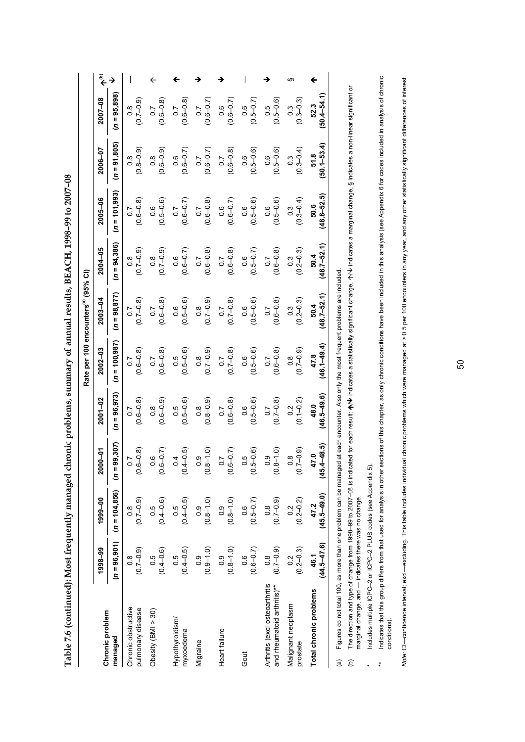**Table 7.6 (continued): Most frequently managed chronic problems, summary of annual results, BEACH, 1998–99 to 2007–08**

| Chronic problem managed | Rate per 100 encounters[(a)] (95% CI) | | | | | | | | | | [(b)] |
|---|---|---|---|---|---|---|---|---|---|---|---|
| | 1998–99 (n = 96,901) | 1999–00 (n = 104,856) | 2000–01 (n = 99,307) | 2001–02 (n = 96,973) | 2002–03 (n = 100,987) | 2003–04 (n = 98,877) | 2004–05 (n = 94,386) | 2005–06 (n = 101,993) | 2006–07 (n = 91,805) | 2007–08 (n = 95,898) | ↑↓ |
| Chronic obstructive pulmonary disease | 0.8 (0.7–0.9) | 0.8 (0.7–0.9) | 0.7 (0.6–0.8) | 0.7 (0.6–0.8) | 0.7 (0.6–0.8) | 0.7 (0.7–0.8) | 0.8 (0.7–0.9) | 0.7 (0.6–0.8) | 0.8 (0.8–0.9) | 0.8 (0.7–0.9) | — |
| Obesity (BMI > 30) | 0.5 (0.4–0.6) | 0.5 (0.4–0.6) | 0.6 (0.6–0.7) | 0.8 (0.6–0.9) | 0.7 (0.6–0.8) | 0.7 (0.6–0.8) | 0.8 (0.7–0.9) | 0.6 (0.5–0.6) | 0.8 (0.6–0.9) | 0.7 (0.6–0.8) | ↑ |
| Hypothyroidism/ myxoedema | 0.5 (0.4–0.5) | 0.5 (0.4–0.5) | 0.4 (0.4–0.5) | 0.5 (0.5–0.6) | 0.5 (0.5–0.6) | 0.6 (0.5–0.6) | 0.6 (0.6–0.7) | 0.7 (0.6–0.7) | 0.6 (0.6–0.7) | 0.7 (0.6–0.8) | ↑ |
| Migraine | 0.9 (0.9–1.0) | 0.9 (0.8–1.0) | 0.9 (0.8–1.0) | 0.8 (0.8–0.9) | 0.8 (0.7–0.9) | 0.8 (0.7–0.9) | 0.7 (0.6–0.8) | 0.7 (0.6–0.8) | 0.7 (0.6–0.7) | 0.7 (0.6–0.7) | ↓ |
| Heart failure | 0.9 (0.8–1.0) | 0.9 (0.8–1.0) | 0.7 (0.6–0.7) | 0.7 (0.6–0.8) | 0.7 (0.7–0.8) | 0.7 (0.7–0.8) | 0.7 (0.6–0.8) | 0.6 (0.6–0.7) | 0.7 (0.6–0.8) | 0.6 (0.6–0.7) | ↓ |
| Gout | 0.6 (0.6–0.7) | 0.6 (0.5–0.7) | 0.5 (0.5–0.6) | 0.6 (0.5–0.6) | 0.6 (0.5–0.6) | 0.6 (0.5–0.6) | 0.6 (0.5–0.7) | 0.6 (0.5–0.6) | 0.6 (0.5–0.6) | 0.6 (0.5–0.7) | — |
| Arthritis (excl osteoarthritis and rheumatoid arthritis)** | 0.8 (0.7–0.9) | 0.8 (0.7–0.9) | 0.9 (0.8–1.0) | 0.7 (0.7–0.8) | 0.7 (0.6–0.8) | 0.7 (0.6–0.8) | 0.7 (0.6–0.8) | 0.6 (0.5–0.6) | 0.6 (0.5–0.6) | 0.5 (0.5–0.6) | ↓ |
| Malignant neoplasm prostate | 0.2 (0.2–0.3) | 0.2 (0.2–0.2) | 0.8 (0.7–0.9) | 0.2 (0.1–0.2) | 0.8 (0.7–0.9) | 0.3 (0.2–0.3) | 0.3 (0.2–0.3) | 0.3 (0.3–0.4) | 0.3 (0.3–0.4) | 0.3 (0.3–0.3) | § |
| **Total chronic problems** | **46.1** (44.5–47.6) | **47.2** (45.5–49.0) | **47.0** (45.4–48.5) | **48.0** (46.5–49.6) | **47.8** (46.1–49.4) | **50.4** (48.7–52.1) | **50.4** (48.7–52.1) | **50.6** (48.8–52.5) | **51.8** (50.1–53.4) | **52.3** (50.4–54.1) | ↑ |

(a) Figures do not total 100, as more than one problem can be managed at each encounter. Also only the most frequent problems are included.

(b) The direction and type of change from 1998–99 to 2007–08 is indicated for each result: ↑/↓ indicates a statistically significant change, ↑/↓ indicates a marginal change, § indicates a non-linear significant or marginal change, and — indicates there was no change.

\* Includes multiple ICPC-2 or ICPC-2 PLUS codes (see Appendix 5).

\*\* Indicates that this group differs from that used for analysis in other sections of this chapter, as only chronic conditions have been included in this analysis (see Appendix 6 for codes included in analysis of chronic conditions).

*Note:* CI—confidence interval; excl—excluding. This table includes individual chronic problems which were managed at > 0.5 per 100 encounters in any year, and any other statistically significant differences of interest.